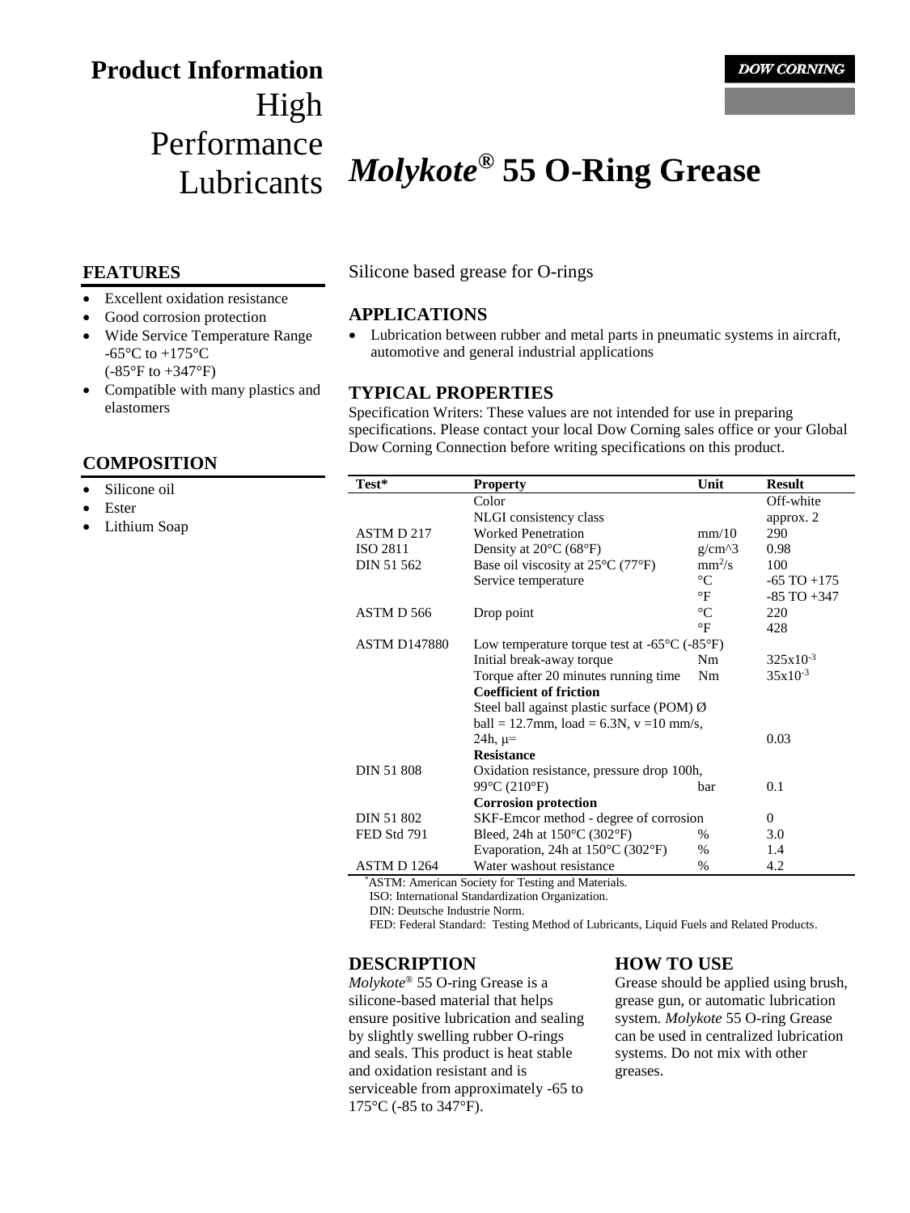# Product Information

High Performance Lubricants

DOW CORNING

# *Molykote®* 55 O-Ring Grease

## FEATURES

- Excellent oxidation resistance
- Good corrosion protection
- Wide Service Temperature Range -65°C to +175°C (-85°F to +347°F)
- Compatible with many plastics and elastomers

## COMPOSITION

- Silicone oil
- Ester
- Lithium Soap

Silicone based grease for O-rings

## APPLICATIONS

- Lubrication between rubber and metal parts in pneumatic systems in aircraft, automotive and general industrial applications

## TYPICAL PROPERTIES

Specification Writers: These values are not intended for use in preparing specifications. Please contact your local Dow Corning sales office or your Global Dow Corning Connection before writing specifications on this product.

| Test* | Property | Unit | Result |
|---|---|---|---|
| | Color | | Off-white |
| | NLGI consistency class | | approx. 2 |
| ASTM D 217 | Worked Penetration | mm/10 | 290 |
| ISO 2811 | Density at 20°C (68°F) | g/cm^3 | 0.98 |
| DIN 51 562 | Base oil viscosity at 25°C (77°F) | $mm^2/s$ | 100 |
| | Service temperature | °C | -65 TO +175 |
| | | °F | -85 TO +347 |
| ASTM D 566 | Drop point | °C | 220 |
| | | °F | 428 |
| ASTM D147880 | Low temperature torque test at -65°C (-85°F) | | |
| | Initial break-away torque | Nm | $325x10^{-3}$ |
| | Torque after 20 minutes running time | Nm | $35x10^{-3}$ |
| | **Coefficient of friction** | | |
| | Steel ball against plastic surface (POM) Ø ball = 12.7mm, load = 6.3N, v =10 mm/s, 24h, μ= | | 0.03 |
| | **Resistance** | | |
| DIN 51 808 | Oxidation resistance, pressure drop 100h, 99°C (210°F) | bar | 0.1 |
| | **Corrosion protection** | | |
| DIN 51 802 | SKF-Emcor method - degree of corrosion | | 0 |
| FED Std 791 | Bleed, 24h at 150°C (302°F) | % | 3.0 |
| | Evaporation, 24h at 150°C (302°F) | % | 1.4 |
| ASTM D 1264 | Water washout resistance | % | 4.2 |

*ASTM: American Society for Testing and Materials.
ISO: International Standardization Organization.
DIN: Deutsche Industrie Norm.
FED: Federal Standard: Testing Method of Lubricants, Liquid Fuels and Related Products.

## DESCRIPTION

*Molykote®* 55 O-ring Grease is a silicone-based material that helps ensure positive lubrication and sealing by slightly swelling rubber O-rings and seals. This product is heat stable and oxidation resistant and is serviceable from approximately -65 to 175°C (-85 to 347°F).

## HOW TO USE

Grease should be applied using brush, grease gun, or automatic lubrication system. *Molykote* 55 O-ring Grease can be used in centralized lubrication systems. Do not mix with other greases.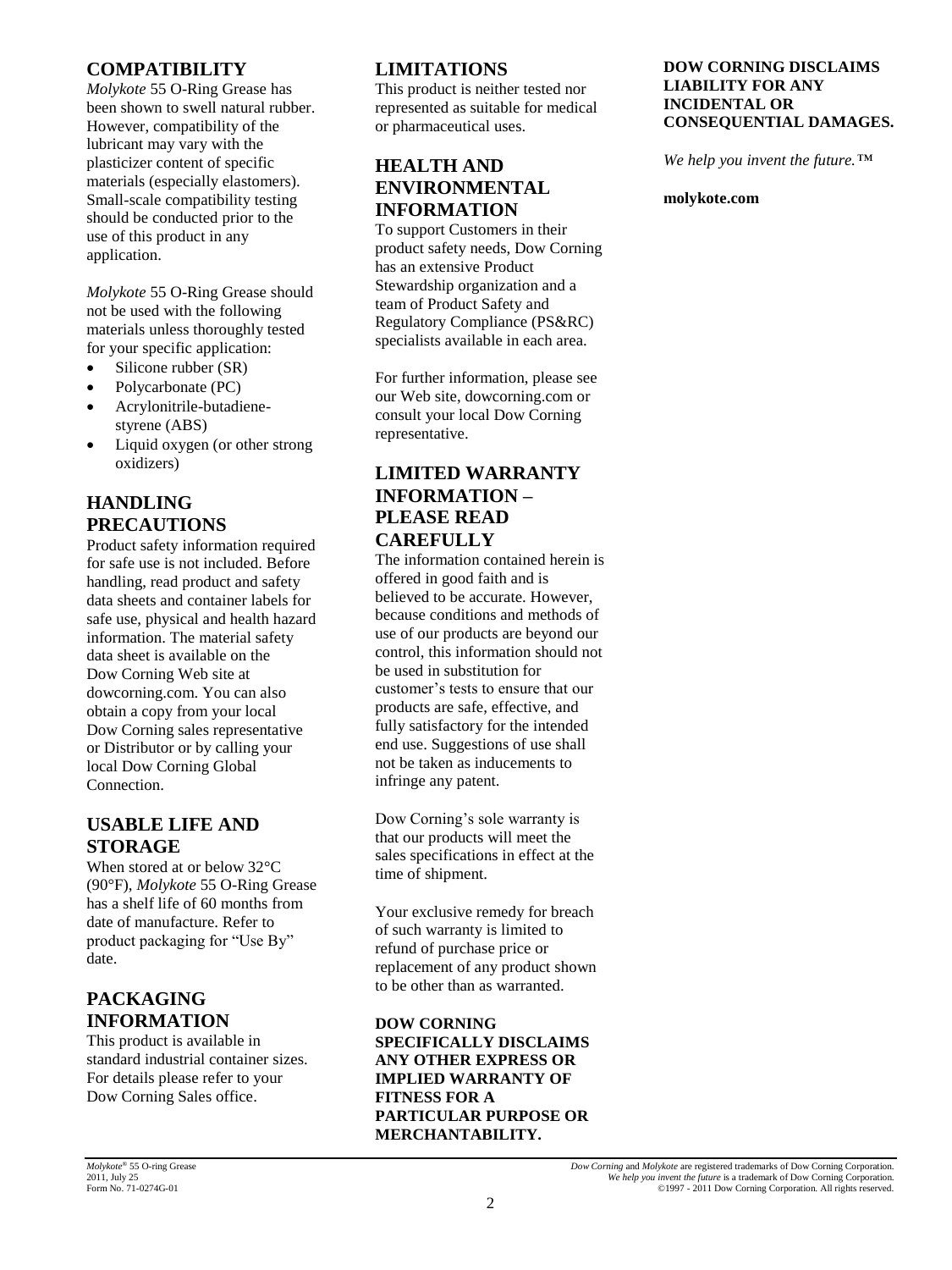## COMPATIBILITY

*Molykote* 55 O-Ring Grease has been shown to swell natural rubber. However, compatibility of the lubricant may vary with the plasticizer content of specific materials (especially elastomers). Small-scale compatibility testing should be conducted prior to the use of this product in any application.

*Molykote* 55 O-Ring Grease should not be used with the following materials unless thoroughly tested for your specific application:

- Silicone rubber (SR)
- Polycarbonate (PC)
- Acrylonitrile-butadiene-styrene (ABS)
- Liquid oxygen (or other strong oxidizers)

## HANDLING PRECAUTIONS

Product safety information required for safe use is not included. Before handling, read product and safety data sheets and container labels for safe use, physical and health hazard information. The material safety data sheet is available on the Dow Corning Web site at dowcorning.com. You can also obtain a copy from your local Dow Corning sales representative or Distributor or by calling your local Dow Corning Global Connection.

## USABLE LIFE AND STORAGE

When stored at or below 32°C (90°F), *Molykote* 55 O-Ring Grease has a shelf life of 60 months from date of manufacture. Refer to product packaging for "Use By" date.

## PACKAGING INFORMATION

This product is available in standard industrial container sizes. For details please refer to your Dow Corning Sales office.

## LIMITATIONS

This product is neither tested nor represented as suitable for medical or pharmaceutical uses.

## HEALTH AND ENVIRONMENTAL INFORMATION

To support Customers in their product safety needs, Dow Corning has an extensive Product Stewardship organization and a team of Product Safety and Regulatory Compliance (PS&RC) specialists available in each area.

For further information, please see our Web site, dowcorning.com or consult your local Dow Corning representative.

## LIMITED WARRANTY INFORMATION – PLEASE READ CAREFULLY

The information contained herein is offered in good faith and is believed to be accurate. However, because conditions and methods of use of our products are beyond our control, this information should not be used in substitution for customer's tests to ensure that our products are safe, effective, and fully satisfactory for the intended end use. Suggestions of use shall not be taken as inducements to infringe any patent.

Dow Corning's sole warranty is that our products will meet the sales specifications in effect at the time of shipment.

Your exclusive remedy for breach of such warranty is limited to refund of purchase price or replacement of any product shown to be other than as warranted.

**DOW CORNING SPECIFICALLY DISCLAIMS ANY OTHER EXPRESS OR IMPLIED WARRANTY OF FITNESS FOR A PARTICULAR PURPOSE OR MERCHANTABILITY.**

**DOW CORNING DISCLAIMS LIABILITY FOR ANY INCIDENTAL OR CONSEQUENTIAL DAMAGES.**

*We help you invent the future.*™

**molykote.com**

*Molykote*® 55 O-ring Grease
2011, July 25
Form No. 71-0274G-01

*Dow Corning* and *Molykote* are registered trademarks of Dow Corning Corporation.
*We help you invent the future* is a trademark of Dow Corning Corporation.
©1997 - 2011 Dow Corning Corporation. All rights reserved.